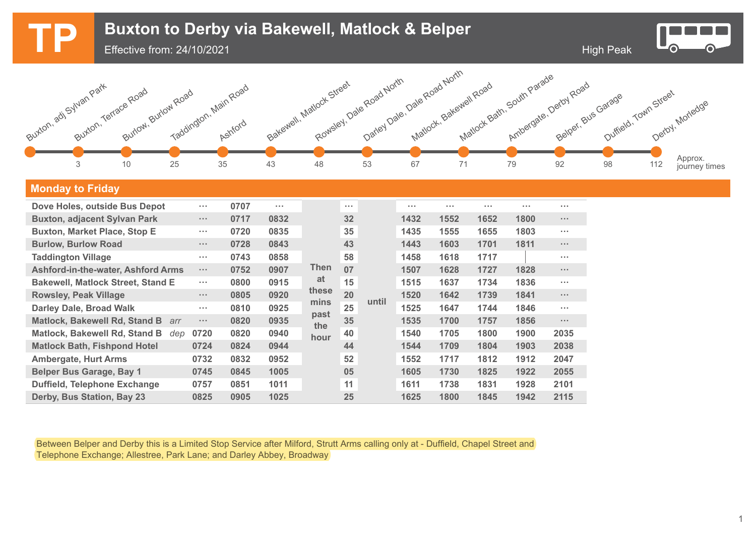# TP Buxton to Derby via Bakewell, Matlock & Belper

Effective from: 24/10/2021

High Peak

| Stop | Approx. journey times |
|---|---|
| Buxton, adj Sylvan Park | |
| Buxton, Terrace Road | 3 |
| Burlow, Burlow Road | 10 |
| Taddington, Main Road | 25 |
| Ashford | 35 |
| Bakewell, Matlock Street | 43 |
| Rowsley, Dale Road North | 48 |
| Darley Dale, Dale Road North | 53 |
| Matlock, Bakewell Road | 67 |
| Matlock Bath, South Parade | 71 |
| Ambergate, Derby Road | 79 |
| Belper, Bus Garage | 92 |
| Duffield, Town Street | 98 |
| Derby, Morledge | 112 |

## Monday to Friday

| | | | | | | | | | | | |
|---|---|---|---|---|---|---|---|---|---|---|---|
| Dove Holes, outside Bus Depot | ··· | 0707 | ··· | Then at these mins past the hour | ··· | until | ··· | ··· | ··· | ··· | ··· |
| Buxton, adjacent Sylvan Park | ··· | 0717 | 0832 | | 32 | | 1432 | 1552 | 1652 | 1800 | ··· |
| Buxton, Market Place, Stop E | ··· | 0720 | 0835 | | 35 | | 1435 | 1555 | 1655 | 1803 | ··· |
| Burlow, Burlow Road | ··· | 0728 | 0843 | | 43 | | 1443 | 1603 | 1701 | 1811 | ··· |
| Taddington Village | ··· | 0743 | 0858 | | 58 | | 1458 | 1618 | 1717 | \| | ··· |
| Ashford-in-the-water, Ashford Arms | ··· | 0752 | 0907 | | 07 | | 1507 | 1628 | 1727 | 1828 | ··· |
| Bakewell, Matlock Street, Stand E | ··· | 0800 | 0915 | | 15 | | 1515 | 1637 | 1734 | 1836 | ··· |
| Rowsley, Peak Village | ··· | 0805 | 0920 | | 20 | | 1520 | 1642 | 1739 | 1841 | ··· |
| Darley Dale, Broad Walk | ··· | 0810 | 0925 | | 25 | | 1525 | 1647 | 1744 | 1846 | ··· |
| Matlock, Bakewell Rd, Stand B *arr* | ··· | 0820 | 0935 | | 35 | | 1535 | 1700 | 1757 | 1856 | ··· |
| Matlock, Bakewell Rd, Stand B *dep* | 0720 | 0820 | 0940 | | 40 | | 1540 | 1705 | 1800 | 1900 | 2035 |
| Matlock Bath, Fishpond Hotel | 0724 | 0824 | 0944 | | 44 | | 1544 | 1709 | 1804 | 1903 | 2038 |
| Ambergate, Hurt Arms | 0732 | 0832 | 0952 | | 52 | | 1552 | 1717 | 1812 | 1912 | 2047 |
| Belper Bus Garage, Bay 1 | 0745 | 0845 | 1005 | | 05 | | 1605 | 1730 | 1825 | 1922 | 2055 |
| Duffield, Telephone Exchange | 0757 | 0851 | 1011 | | 11 | | 1611 | 1738 | 1831 | 1928 | 2101 |
| Derby, Bus Station, Bay 23 | 0825 | 0905 | 1025 | | 25 | | 1625 | 1800 | 1845 | 1942 | 2115 |

Between Belper and Derby this is a Limited Stop Service after Milford, Strutt Arms calling only at - Duffield, Chapel Street and Telephone Exchange; Allestree, Park Lane; and Darley Abbey, Broadway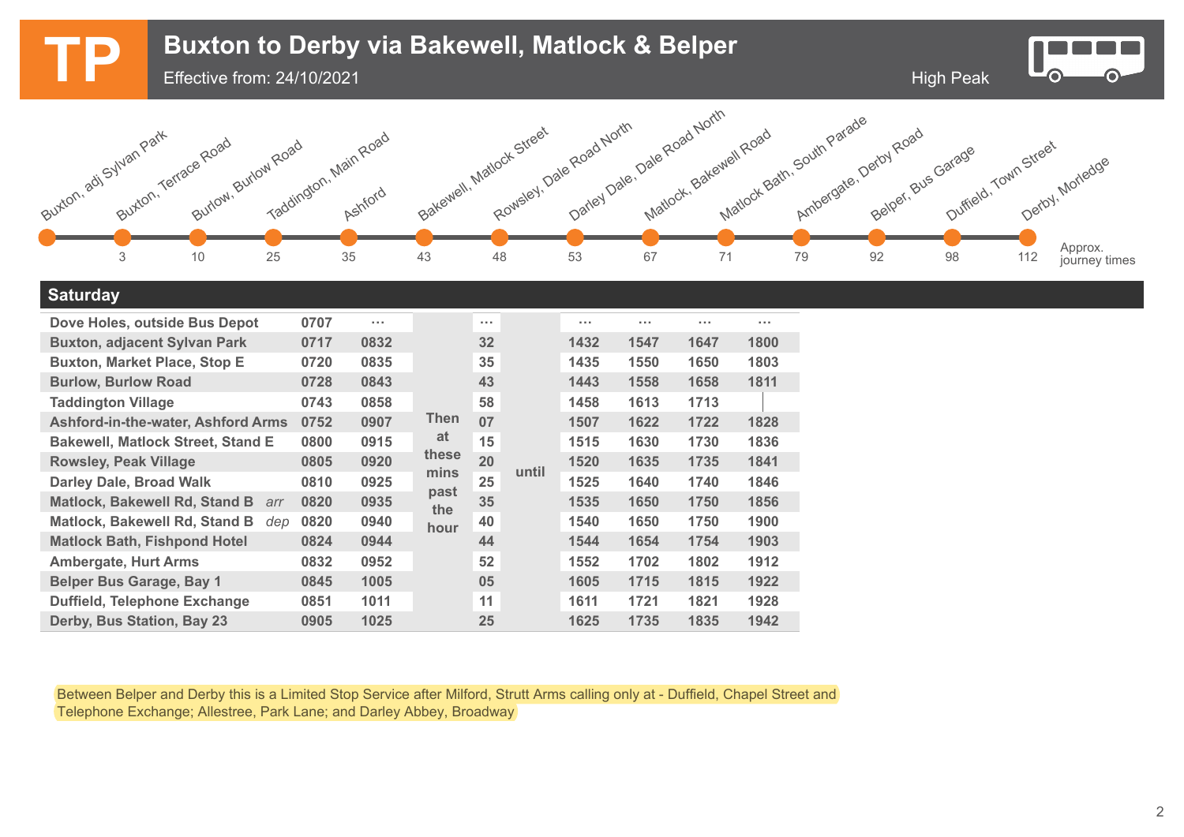# TP Buxton to Derby via Bakewell, Matlock & Belper

Effective from: 24/10/2021

High Peak

| Stop | Approx. journey times |
|---|---|
| Buxton, adj Sylvan Park | |
| Buxton, Terrace Road | 3 |
| Burlow, Burlow Road | 10 |
| Taddington, Main Road | 25 |
| Ashford | 35 |
| Bakewell, Matlock Street | 43 |
| Rowsley, Dale Road North | 48 |
| Darley Dale, Dale Road North | 53 |
| Matlock, Bakewell Road | 67 |
| Matlock Bath, South Parade | 71 |
| Ambergate, Derby Road | 79 |
| Belper, Bus Garage | 92 |
| Duffield, Town Street | 98 |
| Derby, Morledge | 112 |

## Saturday

| | | | | | | | | | | |
|---|---|---|---|---|---|---|---|---|---|---|
| Dove Holes, outside Bus Depot | | 0707 | … | Then at these mins past the hour | … | until | … | … | … | … |
| Buxton, adjacent Sylvan Park | | 0717 | 0832 | | 32 | | 1432 | 1547 | 1647 | 1800 |
| Buxton, Market Place, Stop E | | 0720 | 0835 | | 35 | | 1435 | 1550 | 1650 | 1803 |
| Burlow, Burlow Road | | 0728 | 0843 | | 43 | | 1443 | 1558 | 1658 | 1811 |
| Taddington Village | | 0743 | 0858 | | 58 | | 1458 | 1613 | 1713 | \| |
| Ashford-in-the-water, Ashford Arms | | 0752 | 0907 | | 07 | | 1507 | 1622 | 1722 | 1828 |
| Bakewell, Matlock Street, Stand E | | 0800 | 0915 | | 15 | | 1515 | 1630 | 1730 | 1836 |
| Rowsley, Peak Village | | 0805 | 0920 | | 20 | | 1520 | 1635 | 1735 | 1841 |
| Darley Dale, Broad Walk | | 0810 | 0925 | | 25 | | 1525 | 1640 | 1740 | 1846 |
| Matlock, Bakewell Rd, Stand B | *arr* | 0820 | 0935 | | 35 | | 1535 | 1650 | 1750 | 1856 |
| Matlock, Bakewell Rd, Stand B | *dep* | 0820 | 0940 | | 40 | | 1540 | 1650 | 1750 | 1900 |
| Matlock Bath, Fishpond Hotel | | 0824 | 0944 | | 44 | | 1544 | 1654 | 1754 | 1903 |
| Ambergate, Hurt Arms | | 0832 | 0952 | | 52 | | 1552 | 1702 | 1802 | 1912 |
| Belper Bus Garage, Bay 1 | | 0845 | 1005 | | 05 | | 1605 | 1715 | 1815 | 1922 |
| Duffield, Telephone Exchange | | 0851 | 1011 | | 11 | | 1611 | 1721 | 1821 | 1928 |
| Derby, Bus Station, Bay 23 | | 0905 | 1025 | | 25 | | 1625 | 1735 | 1835 | 1942 |

Between Belper and Derby this is a Limited Stop Service after Milford, Strutt Arms calling only at - Duffield, Chapel Street and Telephone Exchange; Allestree, Park Lane; and Darley Abbey, Broadway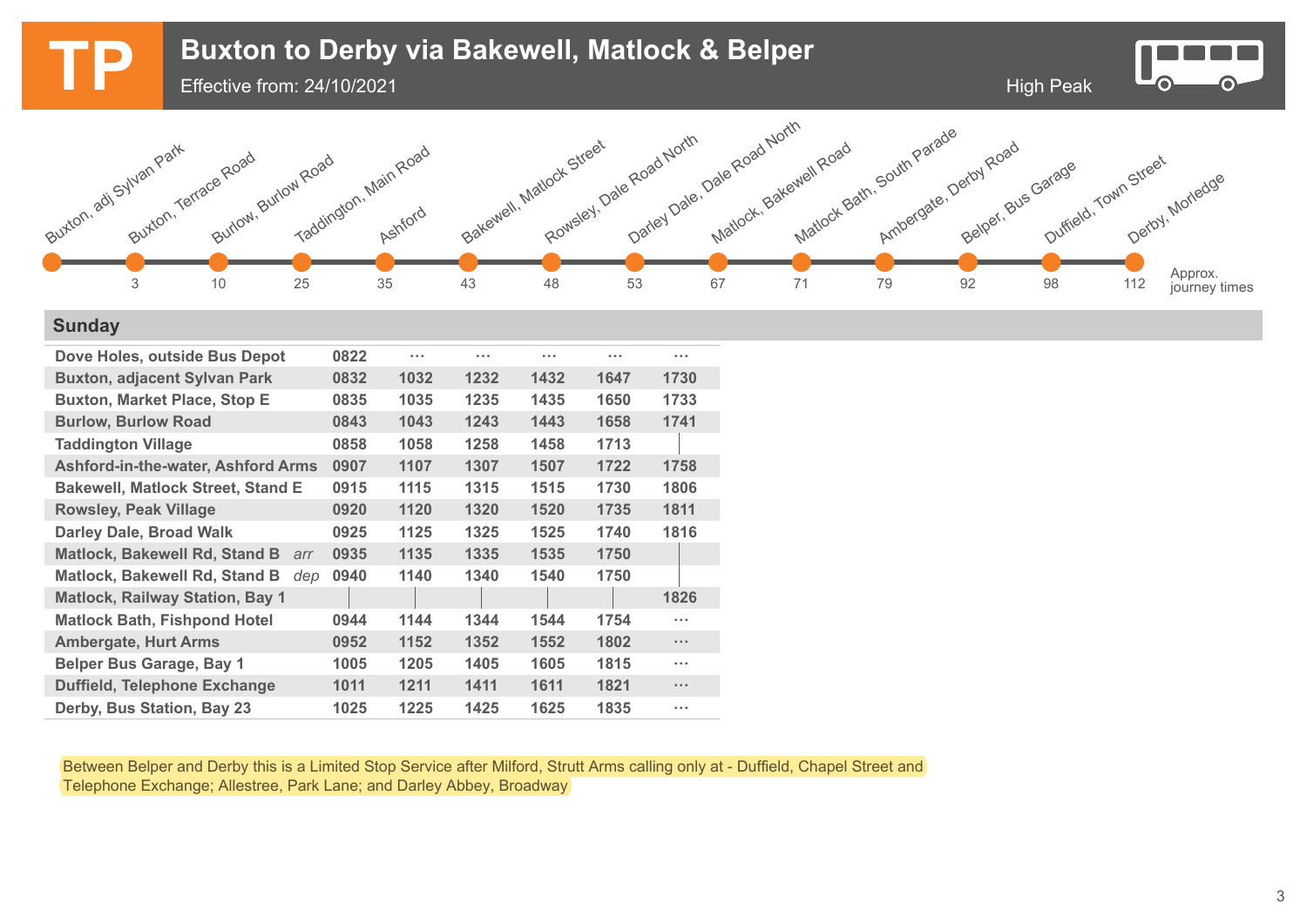# TP Buxton to Derby via Bakewell, Matlock & Belper

Effective from: 24/10/2021

High Peak

| Stop | Approx. journey times |
|---|---|
| Buxton, adj Sylvan Park | |
| Buxton, Terrace Road | 3 |
| Burlow, Burlow Road | 10 |
| Taddington, Main Road | 25 |
| Ashford | 35 |
| Bakewell, Matlock Street | 43 |
| Rowsley, Dale Road North | 48 |
| Darley Dale, Dale Road North | 53 |
| Matlock, Bakewell Road | 67 |
| Matlock Bath, South Parade | 71 |
| Ambergate, Derby Road | 79 |
| Belper, Bus Garage | 92 |
| Duffield, Town Street | 98 |
| Derby, Morledge | 112 |

## Sunday

| | | | | | | |
|---|---|---|---|---|---|---|
| Dove Holes, outside Bus Depot | 0822 | ... | ... | ... | ... | ... |
| Buxton, adjacent Sylvan Park | 0832 | 1032 | 1232 | 1432 | 1647 | 1730 |
| Buxton, Market Place, Stop E | 0835 | 1035 | 1235 | 1435 | 1650 | 1733 |
| Burlow, Burlow Road | 0843 | 1043 | 1243 | 1443 | 1658 | 1741 |
| Taddington Village | 0858 | 1058 | 1258 | 1458 | 1713 | \| |
| Ashford-in-the-water, Ashford Arms | 0907 | 1107 | 1307 | 1507 | 1722 | 1758 |
| Bakewell, Matlock Street, Stand E | 0915 | 1115 | 1315 | 1515 | 1730 | 1806 |
| Rowsley, Peak Village | 0920 | 1120 | 1320 | 1520 | 1735 | 1811 |
| Darley Dale, Broad Walk | 0925 | 1125 | 1325 | 1525 | 1740 | 1816 |
| Matlock, Bakewell Rd, Stand B *arr* | 0935 | 1135 | 1335 | 1535 | 1750 | \| |
| Matlock, Bakewell Rd, Stand B *dep* | 0940 | 1140 | 1340 | 1540 | 1750 | \| |
| Matlock, Railway Station, Bay 1 | \| | \| | \| | \| | \| | 1826 |
| Matlock Bath, Fishpond Hotel | 0944 | 1144 | 1344 | 1544 | 1754 | ... |
| Ambergate, Hurt Arms | 0952 | 1152 | 1352 | 1552 | 1802 | ... |
| Belper Bus Garage, Bay 1 | 1005 | 1205 | 1405 | 1605 | 1815 | ... |
| Duffield, Telephone Exchange | 1011 | 1211 | 1411 | 1611 | 1821 | ... |
| Derby, Bus Station, Bay 23 | 1025 | 1225 | 1425 | 1625 | 1835 | ... |

Between Belper and Derby this is a Limited Stop Service after Milford, Strutt Arms calling only at - Duffield, Chapel Street and Telephone Exchange; Allestree, Park Lane; and Darley Abbey, Broadway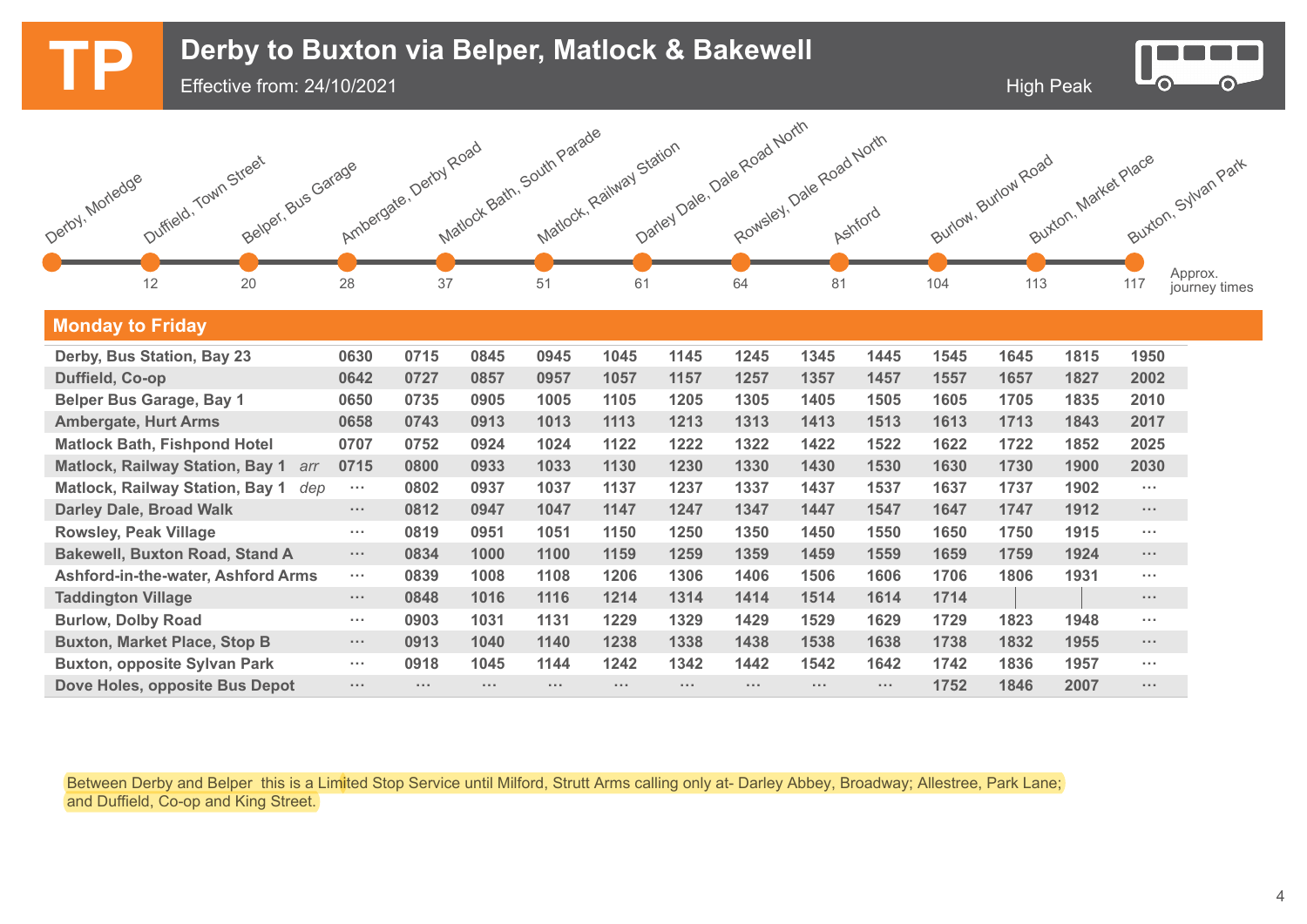# TP Derby to Buxton via Belper, Matlock & Bakewell

Effective from: 24/10/2021

High Peak

| Derby, Morledge | Duffield, Town Street | Belper, Bus Garage | Ambergate, Derby Road | Matlock Bath, South Parade | Matlock, Railway Station | Darley Dale, Dale Road North | Rowsley, Dale Road North | Ashford | Burlow, Burlow Road | Buxton, Market Place | Buxton, Sylvan Park |
|---|---|---|---|---|---|---|---|---|---|---|---|
| | 12 | 20 | 28 | 37 | 51 | 61 | 64 | 81 | 104 | 113 | 117 |

Approx. journey times

## Monday to Friday

| Stop | | | | | | | | | | | | | | |
|---|---|---|---|---|---|---|---|---|---|---|---|---|---|---|
| Derby, Bus Station, Bay 23 | | 0630 | 0715 | 0845 | 0945 | 1045 | 1145 | 1245 | 1345 | 1445 | 1545 | 1645 | 1815 | 1950 |
| Duffield, Co-op | | 0642 | 0727 | 0857 | 0957 | 1057 | 1157 | 1257 | 1357 | 1457 | 1557 | 1657 | 1827 | 2002 |
| Belper Bus Garage, Bay 1 | | 0650 | 0735 | 0905 | 1005 | 1105 | 1205 | 1305 | 1405 | 1505 | 1605 | 1705 | 1835 | 2010 |
| Ambergate, Hurt Arms | | 0658 | 0743 | 0913 | 1013 | 1113 | 1213 | 1313 | 1413 | 1513 | 1613 | 1713 | 1843 | 2017 |
| Matlock Bath, Fishpond Hotel | | 0707 | 0752 | 0924 | 1024 | 1122 | 1222 | 1322 | 1422 | 1522 | 1622 | 1722 | 1852 | 2025 |
| Matlock, Railway Station, Bay 1 | *arr* | 0715 | 0800 | 0933 | 1033 | 1130 | 1230 | 1330 | 1430 | 1530 | 1630 | 1730 | 1900 | 2030 |
| Matlock, Railway Station, Bay 1 | *dep* | ... | 0802 | 0937 | 1037 | 1137 | 1237 | 1337 | 1437 | 1537 | 1637 | 1737 | 1902 | ... |
| Darley Dale, Broad Walk | | ... | 0812 | 0947 | 1047 | 1147 | 1247 | 1347 | 1447 | 1547 | 1647 | 1747 | 1912 | ... |
| Rowsley, Peak Village | | ... | 0819 | 0951 | 1051 | 1150 | 1250 | 1350 | 1450 | 1550 | 1650 | 1750 | 1915 | ... |
| Bakewell, Buxton Road, Stand A | | ... | 0834 | 1000 | 1100 | 1159 | 1259 | 1359 | 1459 | 1559 | 1659 | 1759 | 1924 | ... |
| Ashford-in-the-water, Ashford Arms | | ... | 0839 | 1008 | 1108 | 1206 | 1306 | 1406 | 1506 | 1606 | 1706 | 1806 | 1931 | ... |
| Taddington Village | | ... | 0848 | 1016 | 1116 | 1214 | 1314 | 1414 | 1514 | 1614 | 1714 | \| | \| | ... |
| Burlow, Dolby Road | | ... | 0903 | 1031 | 1131 | 1229 | 1329 | 1429 | 1529 | 1629 | 1729 | 1823 | 1948 | ... |
| Buxton, Market Place, Stop B | | ... | 0913 | 1040 | 1140 | 1238 | 1338 | 1438 | 1538 | 1638 | 1738 | 1832 | 1955 | ... |
| Buxton, opposite Sylvan Park | | ... | 0918 | 1045 | 1144 | 1242 | 1342 | 1442 | 1542 | 1642 | 1742 | 1836 | 1957 | ... |
| Dove Holes, opposite Bus Depot | | ... | ... | ... | ... | ... | ... | ... | ... | ... | 1752 | 1846 | 2007 | ... |

Between Derby and Belper this is a Limited Stop Service until Milford, Strutt Arms calling only at- Darley Abbey, Broadway; Allestree, Park Lane; and Duffield, Co-op and King Street.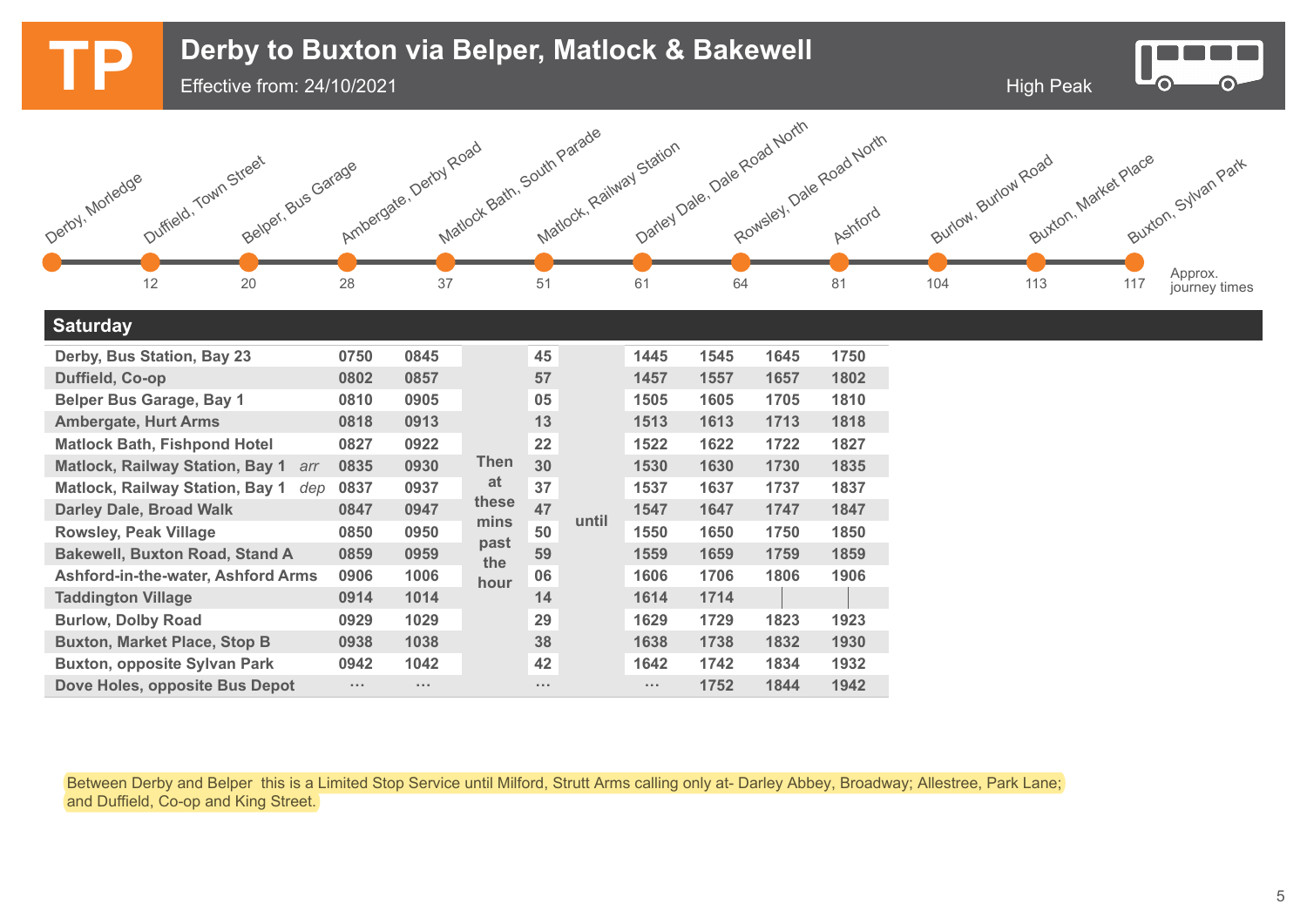# TP Derby to Buxton via Belper, Matlock & Bakewell

Effective from: 24/10/2021

High Peak

| Derby, Morledge | Duffield, Town Street | Belper, Bus Garage | Ambergate, Derby Road | Matlock Bath, South Parade | Matlock, Railway Station | Darley Dale, Dale Road North | Rowsley, Dale Road North | Ashford | Burlow, Burlow Road | Buxton, Market Place | Buxton, Sylvan Park |
|---|---|---|---|---|---|---|---|---|---|---|---|
| | 12 | 20 | 28 | 37 | 51 | 61 | 64 | 81 | 104 | 113 | 117 |

Approx. journey times

## Saturday

| | | | | | | | | | | |
|---|---|---|---|---|---|---|---|---|---|---|
| Derby, Bus Station, Bay 23 | 0750 | 0845 | Then at these mins past the hour | 45 | until | 1445 | 1545 | 1645 | 1750 |
| Duffield, Co-op | 0802 | 0857 | | 57 | | 1457 | 1557 | 1657 | 1802 |
| Belper Bus Garage, Bay 1 | 0810 | 0905 | | 05 | | 1505 | 1605 | 1705 | 1810 |
| Ambergate, Hurt Arms | 0818 | 0913 | | 13 | | 1513 | 1613 | 1713 | 1818 |
| Matlock Bath, Fishpond Hotel | 0827 | 0922 | | 22 | | 1522 | 1622 | 1722 | 1827 |
| Matlock, Railway Station, Bay 1 *arr* | 0835 | 0930 | | 30 | | 1530 | 1630 | 1730 | 1835 |
| Matlock, Railway Station, Bay 1 *dep* | 0837 | 0937 | | 37 | | 1537 | 1637 | 1737 | 1837 |
| Darley Dale, Broad Walk | 0847 | 0947 | | 47 | | 1547 | 1647 | 1747 | 1847 |
| Rowsley, Peak Village | 0850 | 0950 | | 50 | | 1550 | 1650 | 1750 | 1850 |
| Bakewell, Buxton Road, Stand A | 0859 | 0959 | | 59 | | 1559 | 1659 | 1759 | 1859 |
| Ashford-in-the-water, Ashford Arms | 0906 | 1006 | | 06 | | 1606 | 1706 | 1806 | 1906 |
| Taddington Village | 0914 | 1014 | | 14 | | 1614 | 1714 | \| | \| |
| Burlow, Dolby Road | 0929 | 1029 | | 29 | | 1629 | 1729 | 1823 | 1923 |
| Buxton, Market Place, Stop B | 0938 | 1038 | | 38 | | 1638 | 1738 | 1832 | 1930 |
| Buxton, opposite Sylvan Park | 0942 | 1042 | | 42 | | 1642 | 1742 | 1834 | 1932 |
| Dove Holes, opposite Bus Depot | ... | ... | | ... | | ... | 1752 | 1844 | 1942 |

Between Derby and Belper this is a Limited Stop Service until Milford, Strutt Arms calling only at- Darley Abbey, Broadway; Allestree, Park Lane; and Duffield, Co-op and King Street.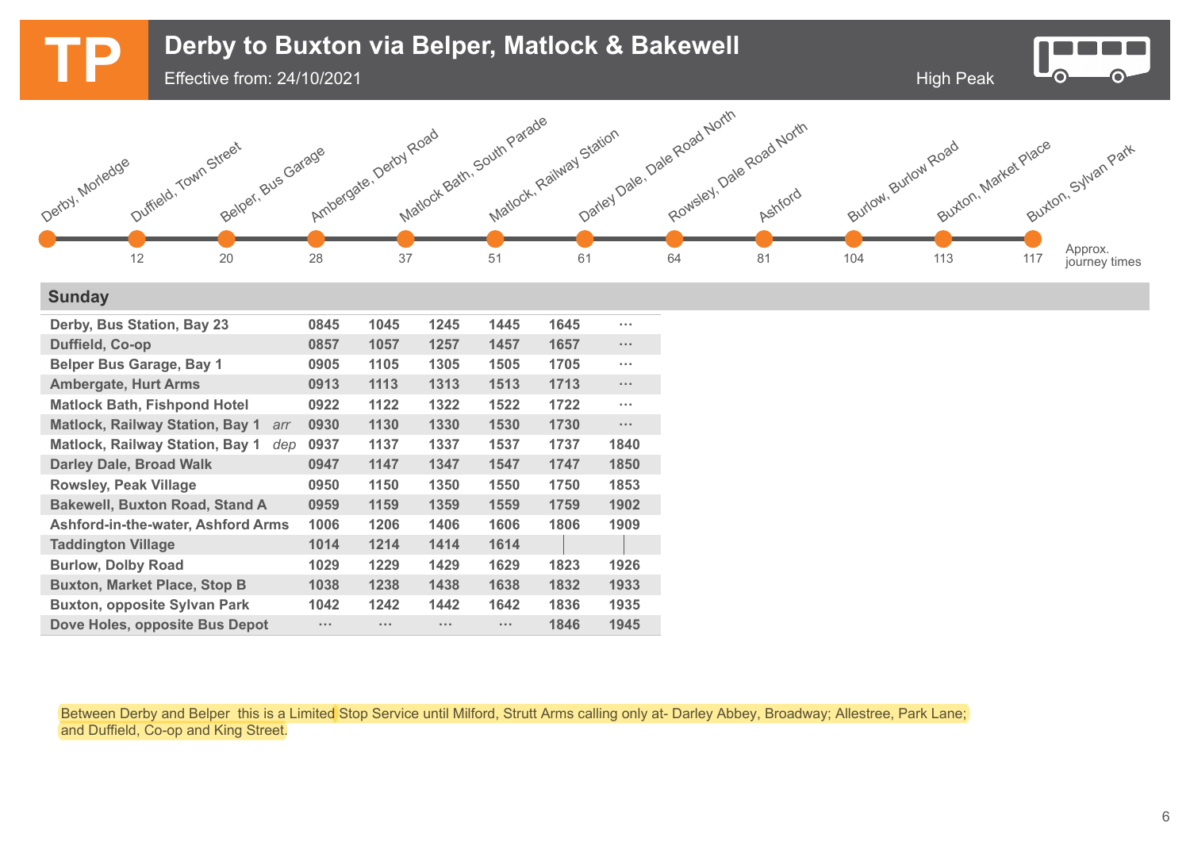# TP Derby to Buxton via Belper, Matlock & Bakewell

Effective from: 24/10/2021

High Peak

Derby, Morledge
Duffield, Town Street 12
Belper, Bus Garage 20
Ambergate, Derby Road 28
Matlock Bath, South Parade 37
Matlock, Railway Station 51
Darley Dale, Dale Road North 61
Rowsley, Dale Road North 64
Ashford 81
Burlow, Burlow Road 104
Buxton, Market Place 113
Buxton, Sylvan Park 117
Approx. journey times

## Sunday

| | | | | | | | |
|---|---|---|---|---|---|---|---|
| Derby, Bus Station, Bay 23 | | 0845 | 1045 | 1245 | 1445 | 1645 | ... |
| Duffield, Co-op | | 0857 | 1057 | 1257 | 1457 | 1657 | ... |
| Belper Bus Garage, Bay 1 | | 0905 | 1105 | 1305 | 1505 | 1705 | ... |
| Ambergate, Hurt Arms | | 0913 | 1113 | 1313 | 1513 | 1713 | ... |
| Matlock Bath, Fishpond Hotel | | 0922 | 1122 | 1322 | 1522 | 1722 | ... |
| Matlock, Railway Station, Bay 1 | *arr* | 0930 | 1130 | 1330 | 1530 | 1730 | ... |
| Matlock, Railway Station, Bay 1 | *dep* | 0937 | 1137 | 1337 | 1537 | 1737 | 1840 |
| Darley Dale, Broad Walk | | 0947 | 1147 | 1347 | 1547 | 1747 | 1850 |
| Rowsley, Peak Village | | 0950 | 1150 | 1350 | 1550 | 1750 | 1853 |
| Bakewell, Buxton Road, Stand A | | 0959 | 1159 | 1359 | 1559 | 1759 | 1902 |
| Ashford-in-the-water, Ashford Arms | | 1006 | 1206 | 1406 | 1606 | 1806 | 1909 |
| Taddington Village | | 1014 | 1214 | 1414 | 1614 | \| | \| |
| Burlow, Dolby Road | | 1029 | 1229 | 1429 | 1629 | 1823 | 1926 |
| Buxton, Market Place, Stop B | | 1038 | 1238 | 1438 | 1638 | 1832 | 1933 |
| Buxton, opposite Sylvan Park | | 1042 | 1242 | 1442 | 1642 | 1836 | 1935 |
| Dove Holes, opposite Bus Depot | | ... | ... | ... | ... | 1846 | 1945 |

Between Derby and Belper this is a Limited Stop Service until Milford, Strutt Arms calling only at- Darley Abbey, Broadway; Allestree, Park Lane; and Duffield, Co-op and King Street.